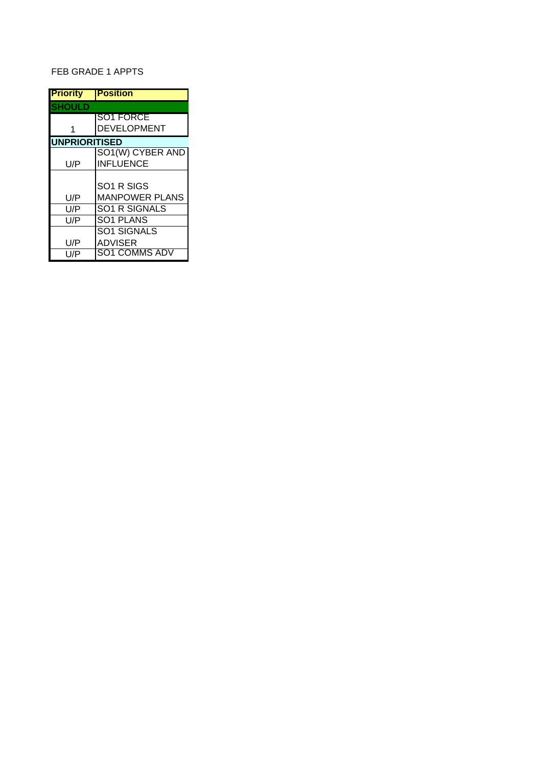FEB GRADE 1 APPTS

| Priority | Position |
|---|---|
| **SHOULD** | |
| 1 | SO1 FORCE DEVELOPMENT |
| **UNPRIORITISED** | |
| U/P | SO1(W) CYBER AND INFLUENCE |
| U/P | SO1 R SIGS MANPOWER PLANS |
| U/P | SO1 R SIGNALS |
| U/P | SO1 PLANS |
| U/P | SO1 SIGNALS ADVISER |
| U/P | SO1 COMMS ADV |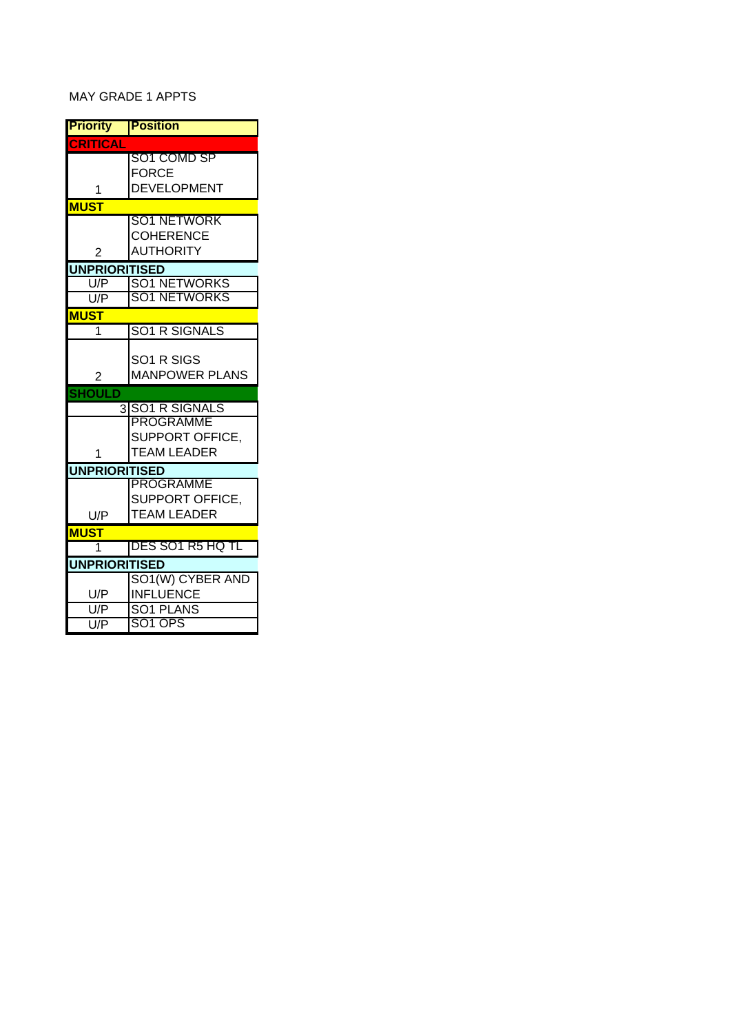MAY GRADE 1 APPTS

| Priority | Position |
|---|---|
| **CRITICAL** | |
| 1 | SO1 COMD SP FORCE DEVELOPMENT |
| **MUST** | |
| 2 | SO1 NETWORK COHERENCE AUTHORITY |
| **UNPRIORITISED** | |
| U/P | SO1 NETWORKS |
| U/P | SO1 NETWORKS |
| **MUST** | |
| 1 | SO1 R SIGNALS |
| 2 | SO1 R SIGS MANPOWER PLANS |
| **SHOULD** | |
| 3 | SO1 R SIGNALS |
| 1 | PROGRAMME SUPPORT OFFICE, TEAM LEADER |
| **UNPRIORITISED** | |
| U/P | PROGRAMME SUPPORT OFFICE, TEAM LEADER |
| **MUST** | |
| 1 | DES SO1 R5 HQ TL |
| **UNPRIORITISED** | |
| U/P | SO1(W) CYBER AND INFLUENCE |
| U/P | SO1 PLANS |
| U/P | SO1 OPS |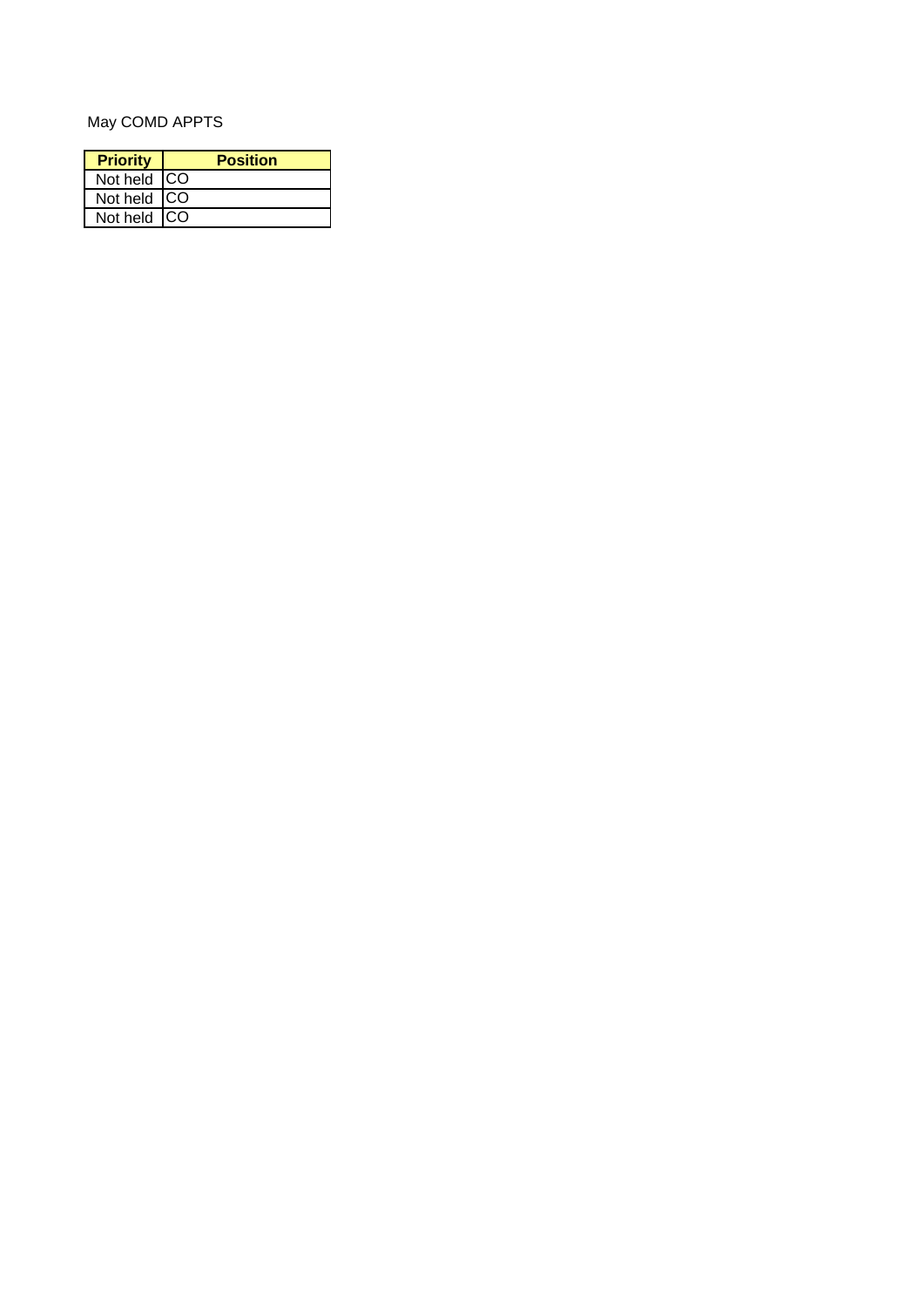May COMD APPTS

| Priority | Position |
| --- | --- |
| Not held | CO |
| Not held | CO |
| Not held | CO |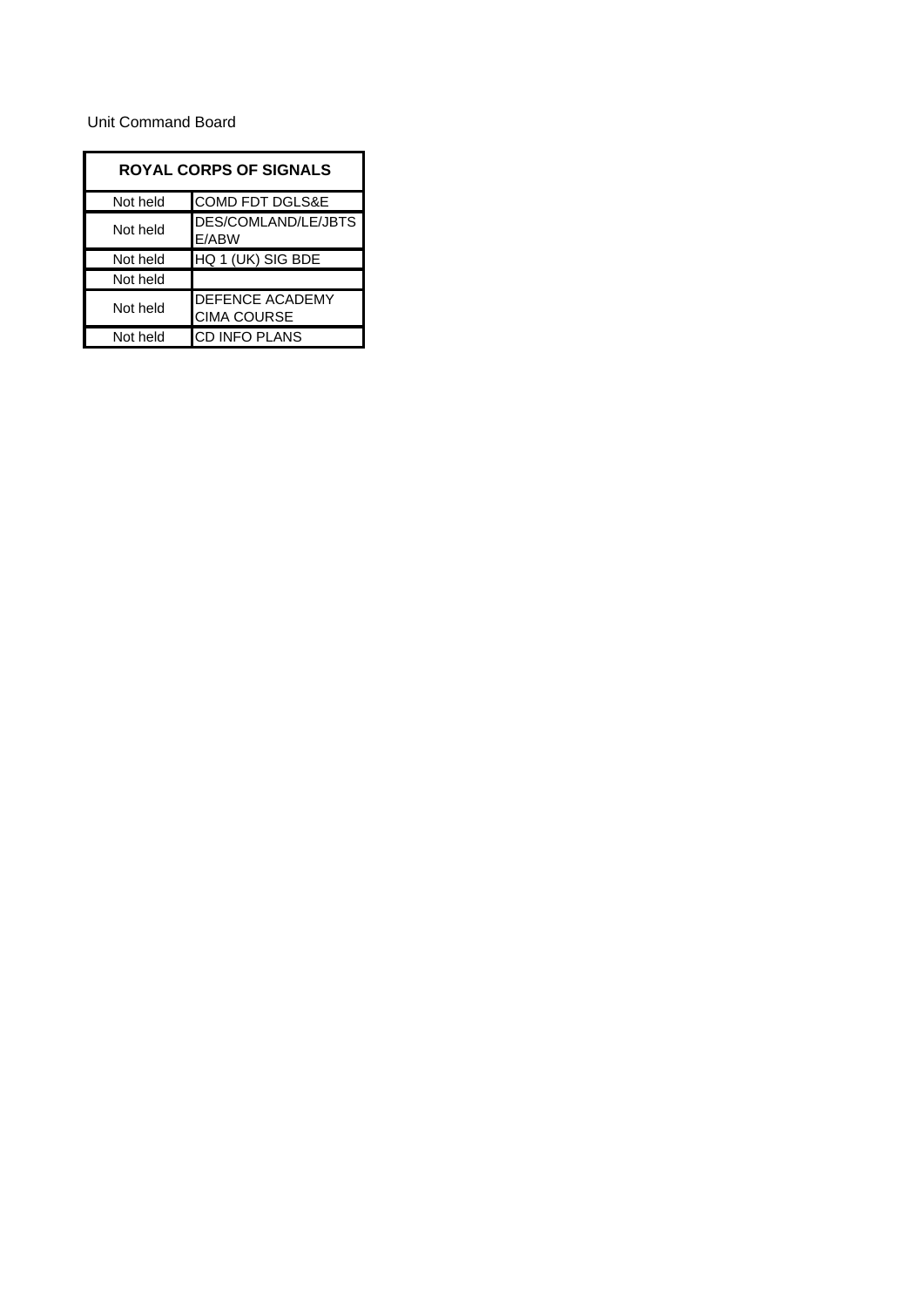Unit Command Board

| ROYAL CORPS OF SIGNALS | |
|---|---|
| Not held | COMD FDT DGLS&E |
| Not held | DES/COMLAND/LE/JBTSE/ABW |
| Not held | HQ 1 (UK) SIG BDE |
| Not held | |
| Not held | DEFENCE ACADEMY CIMA COURSE |
| Not held | CD INFO PLANS |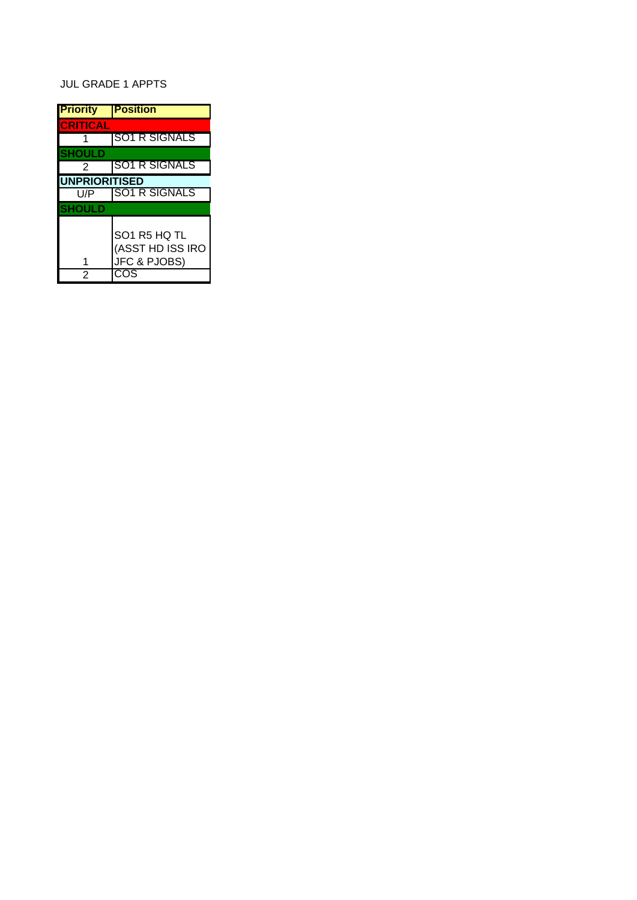JUL GRADE 1 APPTS

| Priority | Position |
|---|---|
| **CRITICAL** | |
| 1 | SO1 R SIGNALS |
| **SHOULD** | |
| 2 | SO1 R SIGNALS |
| **UNPRIORITISED** | |
| U/P | SO1 R SIGNALS |
| **SHOULD** | |
| 1 | SO1 R5 HQ TL (ASST HD ISS IRO JFC & PJOBS) |
| 2 | COS |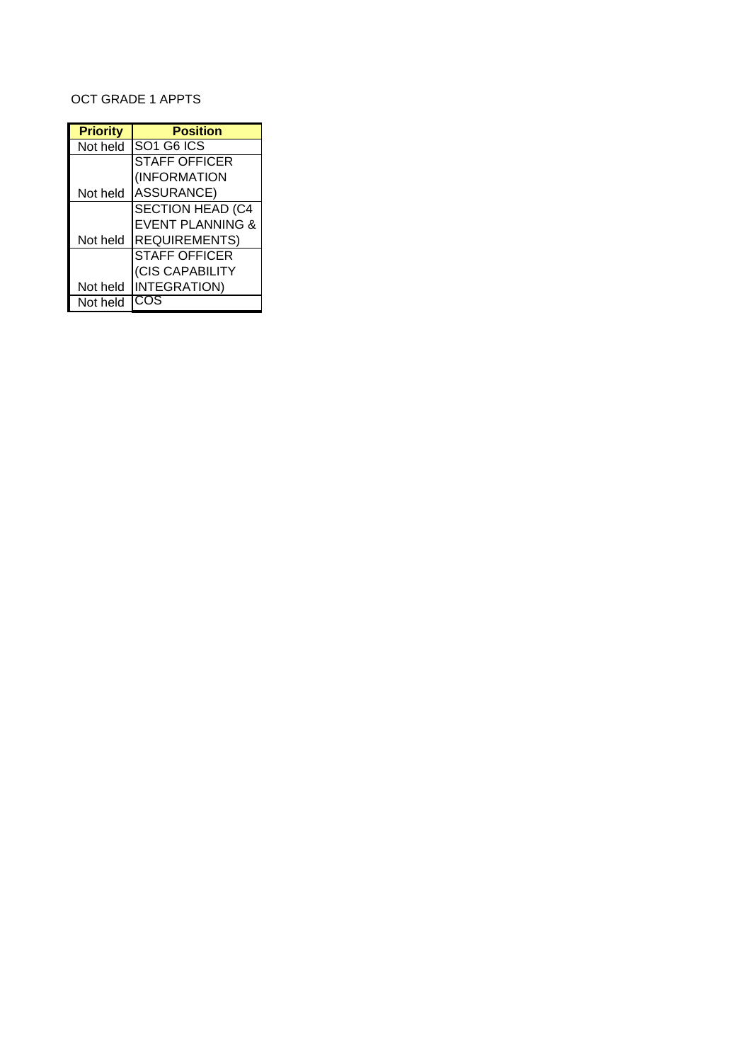OCT GRADE 1 APPTS

| Priority | Position |
|---|---|
| Not held | SO1 G6 ICS |
| Not held | STAFF OFFICER (INFORMATION ASSURANCE) |
| Not held | SECTION HEAD (C4 EVENT PLANNING & REQUIREMENTS) |
| Not held | STAFF OFFICER (CIS CAPABILITY INTEGRATION) |
| Not held | COS |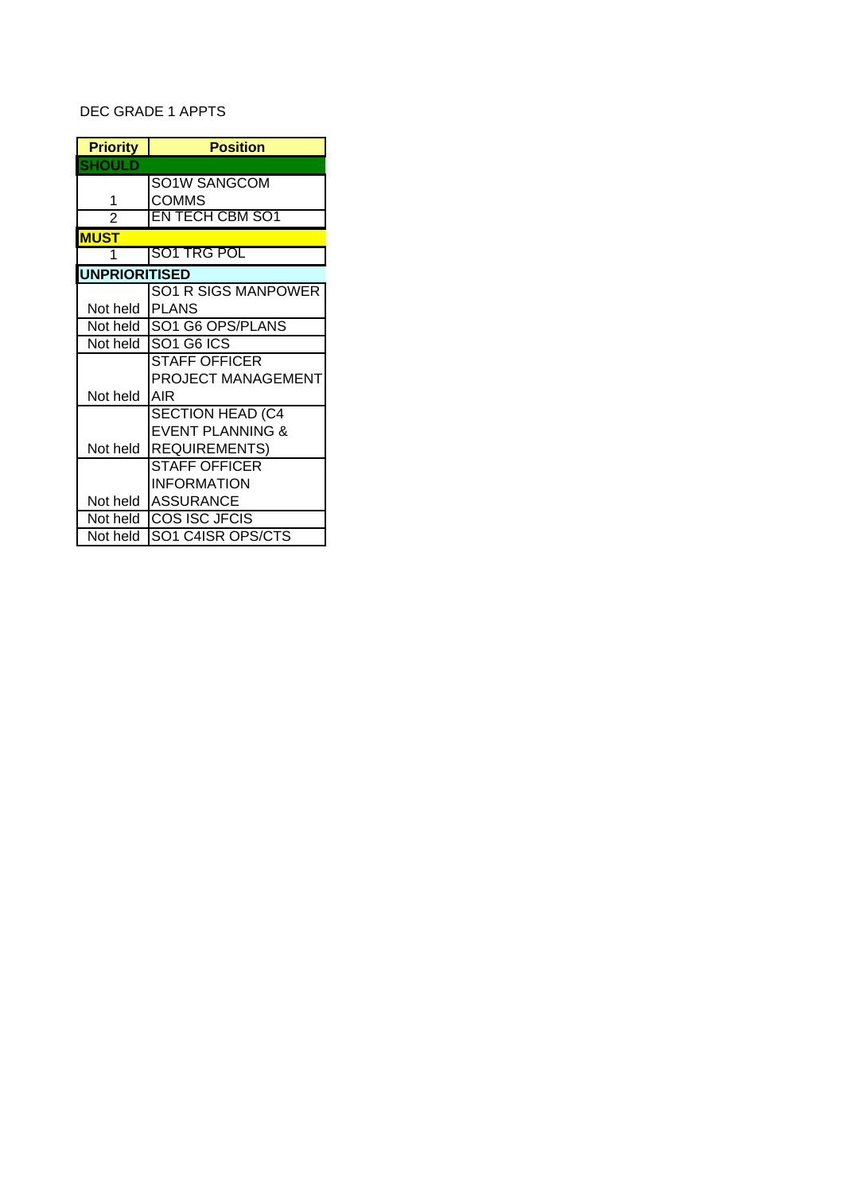DEC GRADE 1 APPTS

| Priority | Position |
|---|---|
| **SHOULD** | |
| 1 | SO1W SANGCOM COMMS |
| 2 | EN TECH CBM SO1 |
| **MUST** | |
| 1 | SO1 TRG POL |
| **UNPRIORITISED** | |
| Not held | SO1 R SIGS MANPOWER PLANS |
| Not held | SO1 G6 OPS/PLANS |
| Not held | SO1 G6 ICS |
| Not held | STAFF OFFICER PROJECT MANAGEMENT AIR |
| Not held | SECTION HEAD (C4 EVENT PLANNING & REQUIREMENTS) |
| Not held | STAFF OFFICER INFORMATION ASSURANCE |
| Not held | COS ISC JFCIS |
| Not held | SO1 C4ISR OPS/CTS |